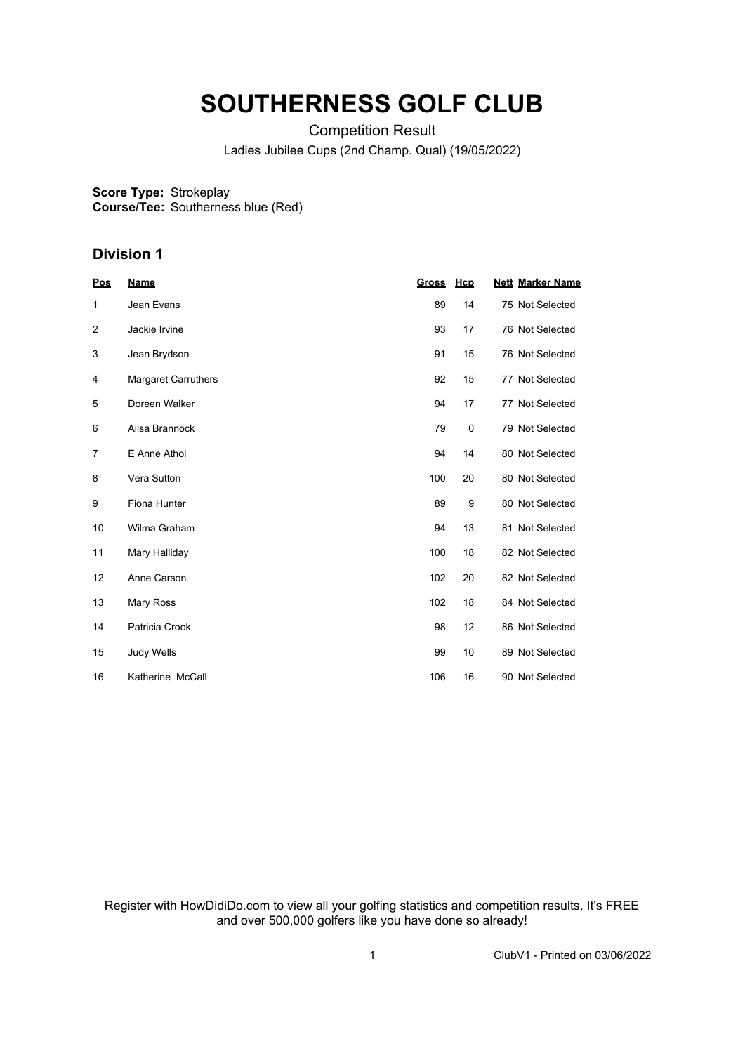# SOUTHERNESS GOLF CLUB

Competition Result

Ladies Jubilee Cups (2nd Champ. Qual) (19/05/2022)

**Score Type:** Strokeplay
**Course/Tee:** Southerness blue (Red)

## Division 1

| Pos | Name | Gross | Hcp | Nett | Marker Name |
|---|---|---|---|---|---|
| 1 | Jean Evans | 89 | 14 | 75 | Not Selected |
| 2 | Jackie Irvine | 93 | 17 | 76 | Not Selected |
| 3 | Jean Brydson | 91 | 15 | 76 | Not Selected |
| 4 | Margaret Carruthers | 92 | 15 | 77 | Not Selected |
| 5 | Doreen Walker | 94 | 17 | 77 | Not Selected |
| 6 | Ailsa Brannock | 79 | 0 | 79 | Not Selected |
| 7 | E Anne Athol | 94 | 14 | 80 | Not Selected |
| 8 | Vera Sutton | 100 | 20 | 80 | Not Selected |
| 9 | Fiona Hunter | 89 | 9 | 80 | Not Selected |
| 10 | Wilma Graham | 94 | 13 | 81 | Not Selected |
| 11 | Mary Halliday | 100 | 18 | 82 | Not Selected |
| 12 | Anne Carson | 102 | 20 | 82 | Not Selected |
| 13 | Mary Ross | 102 | 18 | 84 | Not Selected |
| 14 | Patricia Crook | 98 | 12 | 86 | Not Selected |
| 15 | Judy Wells | 99 | 10 | 89 | Not Selected |
| 16 | Katherine McCall | 106 | 16 | 90 | Not Selected |

Register with HowDidiDo.com to view all your golfing statistics and competition results. It's FREE and over 500,000 golfers like you have done so already!

ClubV1 - Printed on 03/06/2022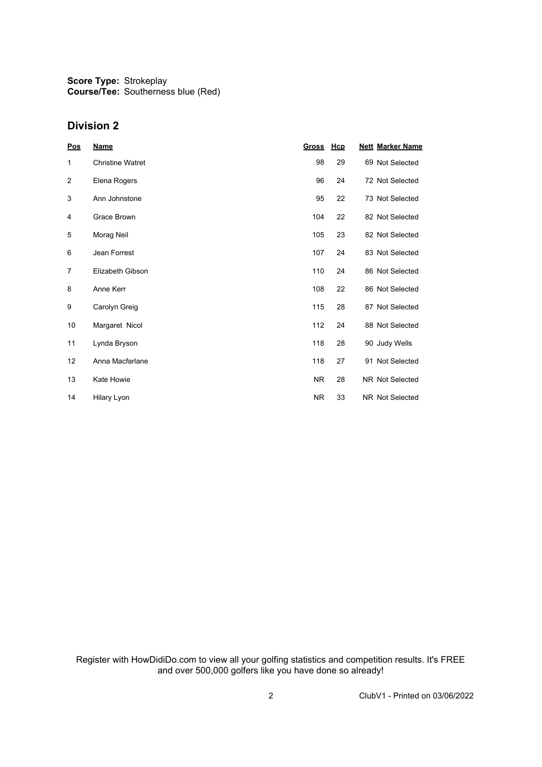**Score Type:** Strokeplay
**Course/Tee:** Southerness blue (Red)

## Division 2

| Pos | Name | Gross | Hcp | Nett | Marker Name |
|---|---|---|---|---|---|
| 1 | Christine Watret | 98 | 29 | 69 | Not Selected |
| 2 | Elena Rogers | 96 | 24 | 72 | Not Selected |
| 3 | Ann Johnstone | 95 | 22 | 73 | Not Selected |
| 4 | Grace Brown | 104 | 22 | 82 | Not Selected |
| 5 | Morag Neil | 105 | 23 | 82 | Not Selected |
| 6 | Jean Forrest | 107 | 24 | 83 | Not Selected |
| 7 | Elizabeth Gibson | 110 | 24 | 86 | Not Selected |
| 8 | Anne Kerr | 108 | 22 | 86 | Not Selected |
| 9 | Carolyn Greig | 115 | 28 | 87 | Not Selected |
| 10 | Margaret Nicol | 112 | 24 | 88 | Not Selected |
| 11 | Lynda Bryson | 118 | 28 | 90 | Judy Wells |
| 12 | Anna Macfarlane | 118 | 27 | 91 | Not Selected |
| 13 | Kate Howie | NR | 28 | NR | Not Selected |
| 14 | Hilary Lyon | NR | 33 | NR | Not Selected |

Register with HowDidiDo.com to view all your golfing statistics and competition results. It's FREE and over 500,000 golfers like you have done so already!

ClubV1 - Printed on 03/06/2022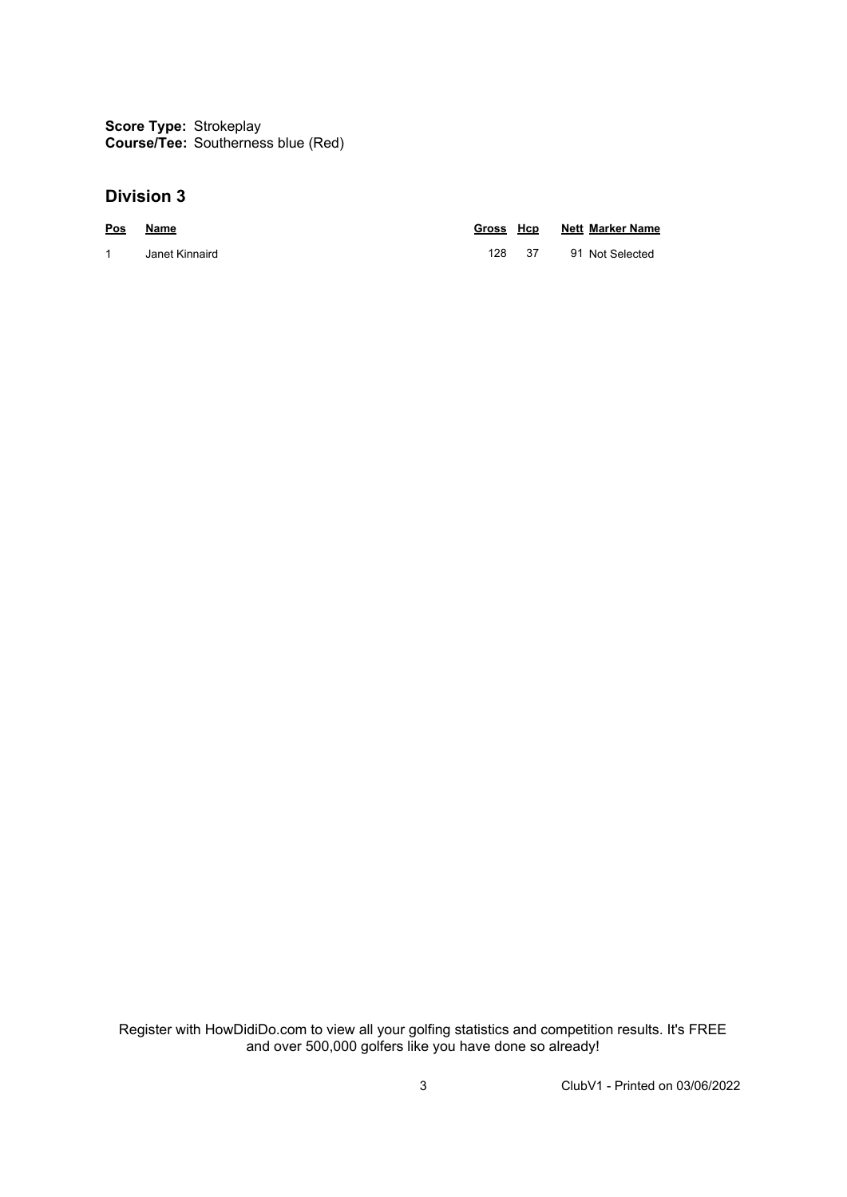**Score Type:** Strokeplay
**Course/Tee:** Southerness blue (Red)

## Division 3

| Pos | Name | Gross | Hcp | Nett | Marker Name |
| --- | --- | --- | --- | --- | --- |
| 1 | Janet Kinnaird | 128 | 37 | 91 | Not Selected |

Register with HowDidiDo.com to view all your golfing statistics and competition results. It's FREE and over 500,000 golfers like you have done so already!

ClubV1 - Printed on 03/06/2022